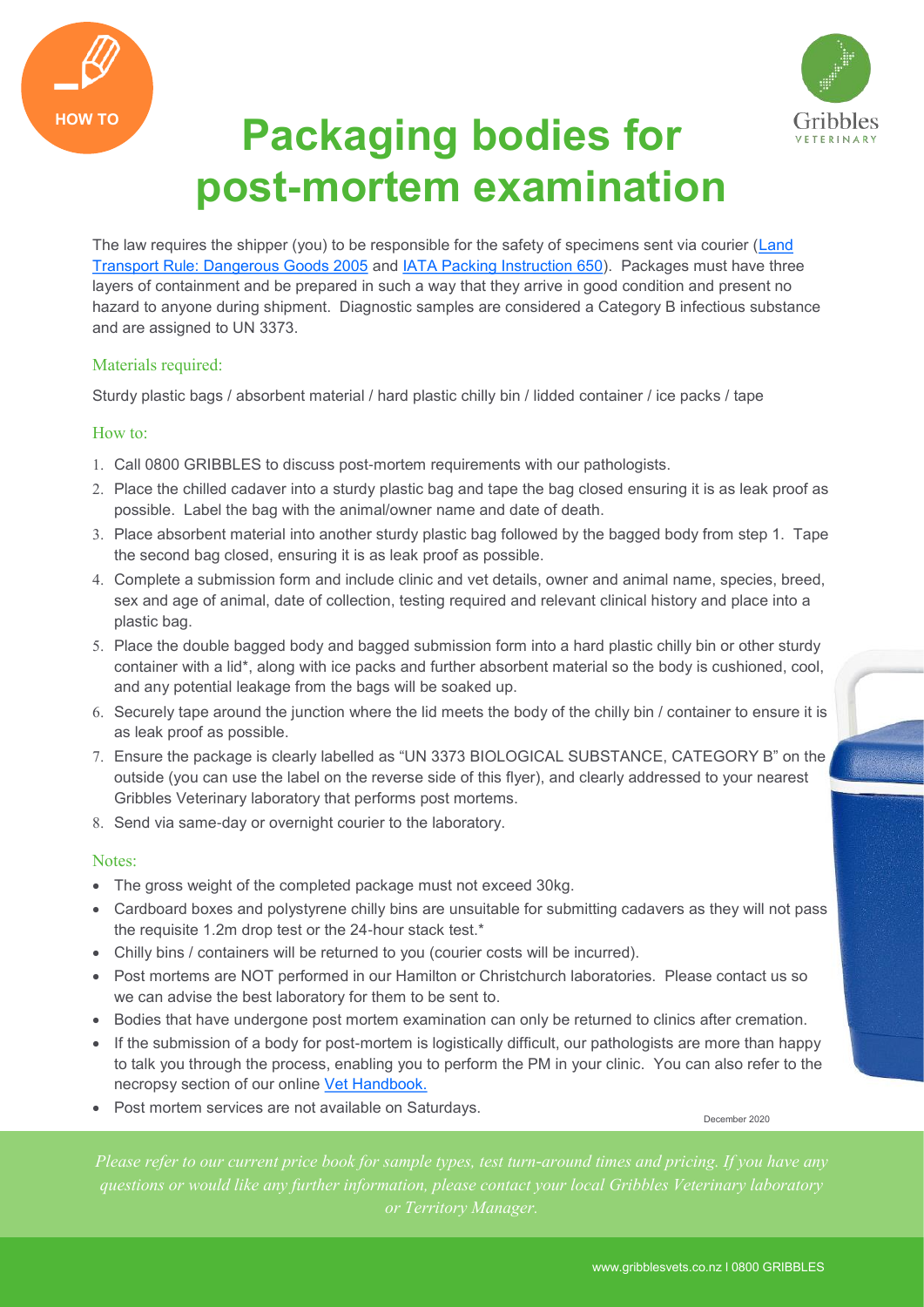HOW TO

# Packaging bodies for post-mortem examination

The law requires the shipper (you) to be responsible for the safety of specimens sent via courier (Land Transport Rule: Dangerous Goods 2005 and IATA Packing Instruction 650). Packages must have three layers of containment and be prepared in such a way that they arrive in good condition and present no hazard to anyone during shipment. Diagnostic samples are considered a Category B infectious substance and are assigned to UN 3373.

## Materials required:

Sturdy plastic bags / absorbent material / hard plastic chilly bin / lidded container / ice packs / tape

## How to:

1. Call 0800 GRIBBLES to discuss post-mortem requirements with our pathologists.
2. Place the chilled cadaver into a sturdy plastic bag and tape the bag closed ensuring it is as leak proof as possible. Label the bag with the animal/owner name and date of death.
3. Place absorbent material into another sturdy plastic bag followed by the bagged body from step 1. Tape the second bag closed, ensuring it is as leak proof as possible.
4. Complete a submission form and include clinic and vet details, owner and animal name, species, breed, sex and age of animal, date of collection, testing required and relevant clinical history and place into a plastic bag.
5. Place the double bagged body and bagged submission form into a hard plastic chilly bin or other sturdy container with a lid*, along with ice packs and further absorbent material so the body is cushioned, cool, and any potential leakage from the bags will be soaked up.
6. Securely tape around the junction where the lid meets the body of the chilly bin / container to ensure it is as leak proof as possible.
7. Ensure the package is clearly labelled as "UN 3373 BIOLOGICAL SUBSTANCE, CATEGORY B" on the outside (you can use the label on the reverse side of this flyer), and clearly addressed to your nearest Gribbles Veterinary laboratory that performs post mortems.
8. Send via same-day or overnight courier to the laboratory.

## Notes:

- The gross weight of the completed package must not exceed 30kg.
- Cardboard boxes and polystyrene chilly bins are unsuitable for submitting cadavers as they will not pass the requisite 1.2m drop test or the 24-hour stack test.*
- Chilly bins / containers will be returned to you (courier costs will be incurred).
- Post mortems are NOT performed in our Hamilton or Christchurch laboratories. Please contact us so we can advise the best laboratory for them to be sent to.
- Bodies that have undergone post mortem examination can only be returned to clinics after cremation.
- If the submission of a body for post-mortem is logistically difficult, our pathologists are more than happy to talk you through the process, enabling you to perform the PM in your clinic. You can also refer to the necropsy section of our online Vet Handbook.
- Post mortem services are not available on Saturdays.

December 2020

*Please refer to our current price book for sample types, test turn-around times and pricing. If you have any questions or would like any further information, please contact your local Gribbles Veterinary laboratory or Territory Manager.*

www.gribblesvets.co.nz | 0800 GRIBBLES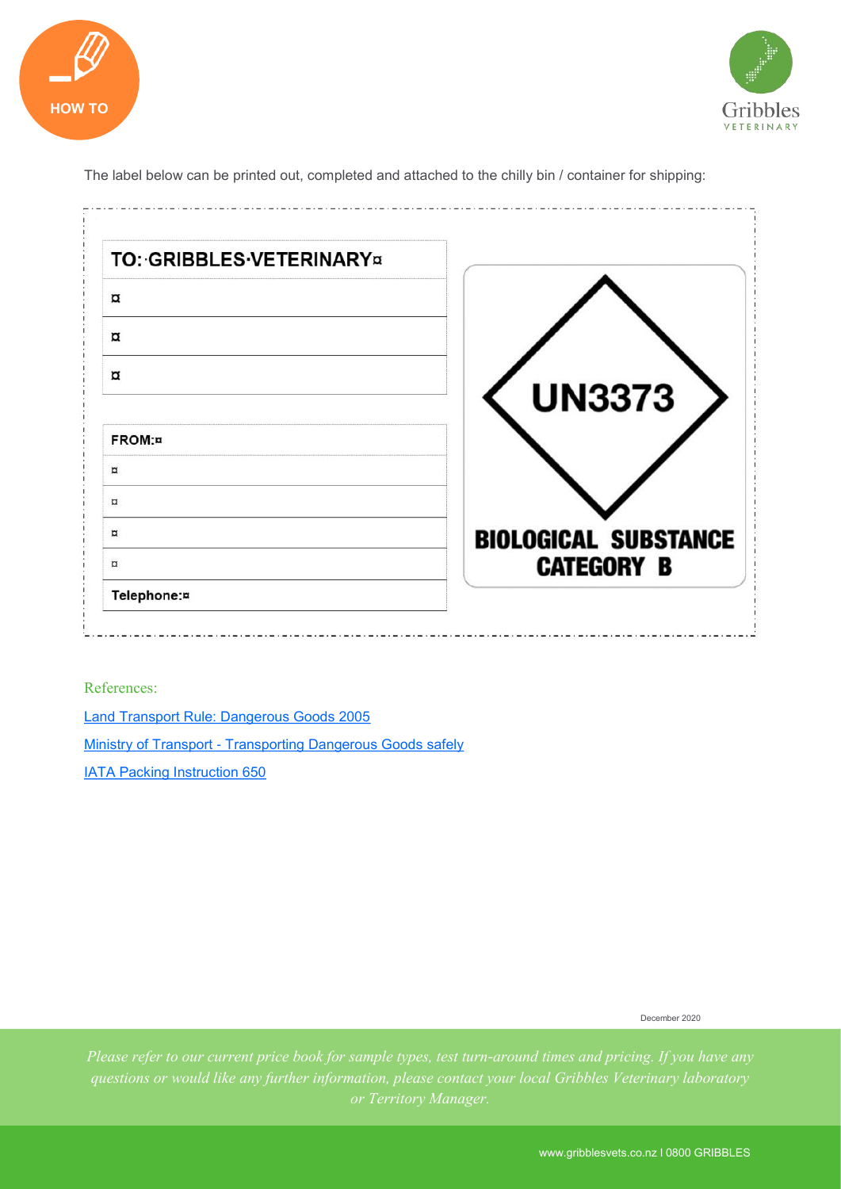The label below can be printed out, completed and attached to the chilly bin / container for shipping:

| TO: GRIBBLES VETERINARY |
| --- |
| |
| |
| |

| FROM: |
| --- |
| |
| |
| |
| |
| Telephone: |

UN3373

BIOLOGICAL SUBSTANCE CATEGORY B

References:

Land Transport Rule: Dangerous Goods 2005

Ministry of Transport - Transporting Dangerous Goods safely

IATA Packing Instruction 650

December 2020

*Please refer to our current price book for sample types, test turn-around times and pricing. If you have any questions or would like any further information, please contact your local Gribbles Veterinary laboratory or Territory Manager.*

www.gribblesvets.co.nz | 0800 GRIBBLES